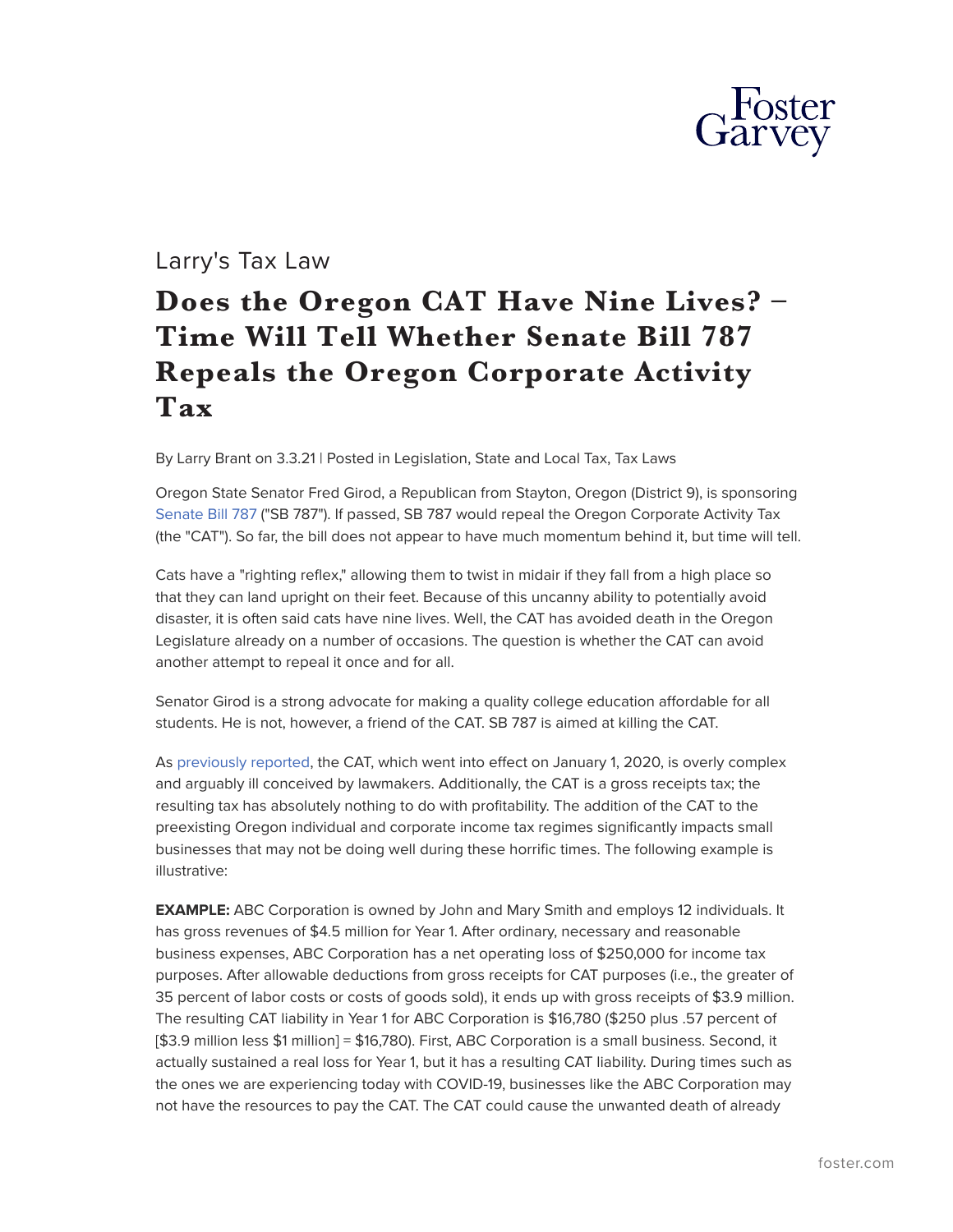Larry's Tax Law

# Does the Oregon CAT Have Nine Lives? – Time Will Tell Whether Senate Bill 787 Repeals the Oregon Corporate Activity Tax

By Larry Brant on 3.3.21 | Posted in Legislation, State and Local Tax, Tax Laws

Oregon State Senator Fred Girod, a Republican from Stayton, Oregon (District 9), is sponsoring Senate Bill 787 ("SB 787"). If passed, SB 787 would repeal the Oregon Corporate Activity Tax (the "CAT"). So far, the bill does not appear to have much momentum behind it, but time will tell.

Cats have a "righting reflex," allowing them to twist in midair if they fall from a high place so that they can land upright on their feet. Because of this uncanny ability to potentially avoid disaster, it is often said cats have nine lives. Well, the CAT has avoided death in the Oregon Legislature already on a number of occasions. The question is whether the CAT can avoid another attempt to repeal it once and for all.

Senator Girod is a strong advocate for making a quality college education affordable for all students. He is not, however, a friend of the CAT. SB 787 is aimed at killing the CAT.

As previously reported, the CAT, which went into effect on January 1, 2020, is overly complex and arguably ill conceived by lawmakers. Additionally, the CAT is a gross receipts tax; the resulting tax has absolutely nothing to do with profitability. The addition of the CAT to the preexisting Oregon individual and corporate income tax regimes significantly impacts small businesses that may not be doing well during these horrific times. The following example is illustrative:

**EXAMPLE:** ABC Corporation is owned by John and Mary Smith and employs 12 individuals. It has gross revenues of $4.5 million for Year 1. After ordinary, necessary and reasonable business expenses, ABC Corporation has a net operating loss of $250,000 for income tax purposes. After allowable deductions from gross receipts for CAT purposes (i.e., the greater of 35 percent of labor costs or costs of goods sold), it ends up with gross receipts of $3.9 million. The resulting CAT liability in Year 1 for ABC Corporation is $16,780 ($250 plus .57 percent of [$3.9 million less $1 million] = $16,780). First, ABC Corporation is a small business. Second, it actually sustained a real loss for Year 1, but it has a resulting CAT liability. During times such as the ones we are experiencing today with COVID-19, businesses like the ABC Corporation may not have the resources to pay the CAT. The CAT could cause the unwanted death of already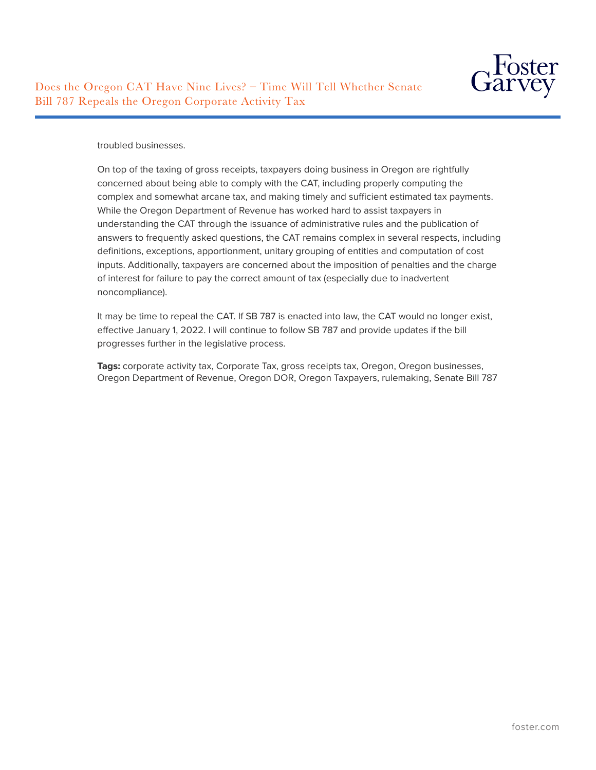troubled businesses.

On top of the taxing of gross receipts, taxpayers doing business in Oregon are rightfully concerned about being able to comply with the CAT, including properly computing the complex and somewhat arcane tax, and making timely and sufficient estimated tax payments. While the Oregon Department of Revenue has worked hard to assist taxpayers in understanding the CAT through the issuance of administrative rules and the publication of answers to frequently asked questions, the CAT remains complex in several respects, including definitions, exceptions, apportionment, unitary grouping of entities and computation of cost inputs. Additionally, taxpayers are concerned about the imposition of penalties and the charge of interest for failure to pay the correct amount of tax (especially due to inadvertent noncompliance).

It may be time to repeal the CAT. If SB 787 is enacted into law, the CAT would no longer exist, effective January 1, 2022. I will continue to follow SB 787 and provide updates if the bill progresses further in the legislative process.

**Tags:** corporate activity tax, Corporate Tax, gross receipts tax, Oregon, Oregon businesses, Oregon Department of Revenue, Oregon DOR, Oregon Taxpayers, rulemaking, Senate Bill 787